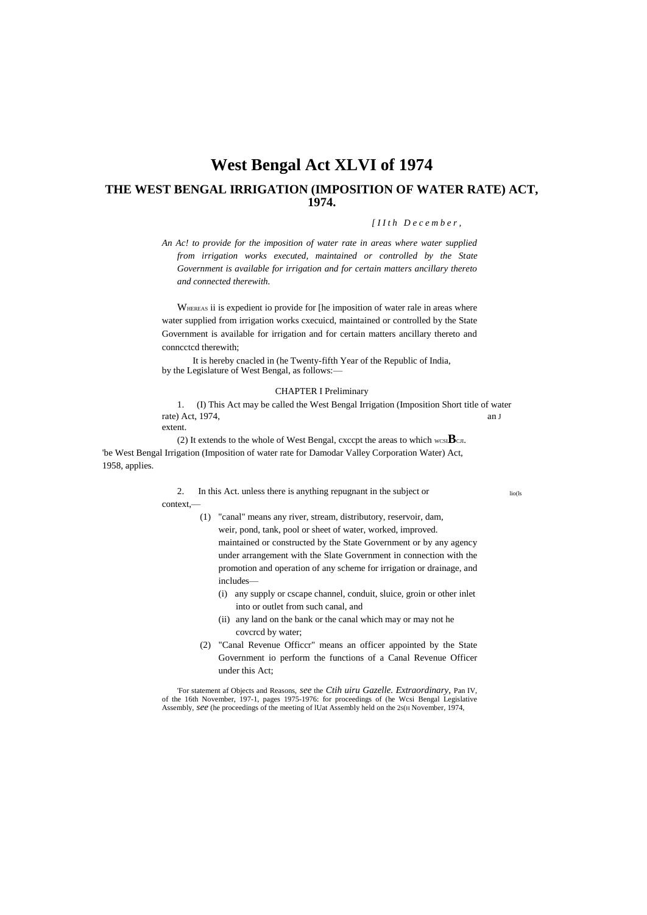# West Bengal Act XLVI of 1974

## THE WEST BENGAL IRRIGATION (IMPOSITION OF WATER RATE) ACT, 1974.

*[IIth December,*

*An Ac! to provide for the imposition of water rate in areas where water supplied from irrigation works executed, maintained or controlled by the State Government is available for irrigation and for certain matters ancillary thereto and connected therewith.*

WHEREAS ii is expedient io provide for [he imposition of water rale in areas where water supplied from irrigation works cxecuicd, maintained or controlled by the State Government is available for irrigation and for certain matters ancillary thereto and conncctcd therewith;

It is hereby cnacled in (he Twenty-fifth Year of the Republic of India, by the Legislature of West Bengal, as follows:—

### CHAPTER I Preliminary

Short title of an J extent.

1. (I) This Act may be called the West Bengal Irrigation (Imposition of water rate) Act, 1974,

(2) It extends to the whole of West Bengal, cxccpt the areas to which WCSI **B**CJI. 'be West Bengal Irrigation (Imposition of water rate for Damodar Valley Corporation Water) Act, 1958, applies.

lio(ls

2. In this Act. unless there is anything repugnant in the subject or context,—

(1) "canal" means any river, stream, distributory, reservoir, dam, weir, pond, tank, pool or sheet of water, worked, improved. maintained or constructed by the State Government or by any agency under arrangement with the Slate Government in connection with the promotion and operation of any scheme for irrigation or drainage, and includes—

(i) any supply or cscape channel, conduit, sluice, groin or other inlet into or outlet from such canal, and

(ii) any land on the bank or the canal which may or may not he covcrcd by water;

(2) "Canal Revenue Officcr" means an officer appointed by the State Government io perform the functions of a Canal Revenue Officer under this Act;

'For statement af Objects and Reasons, *see* the *Ctih uiru Gazelle. Extraordinary*, Pan IV, of the 16th November, 197-1, pages 1975-1976: for proceedings of (he Wcsi Bengal Legislative Assembly, *see* (he proceedings of the meeting of lUat Assembly held on the 2S(H November, 1974,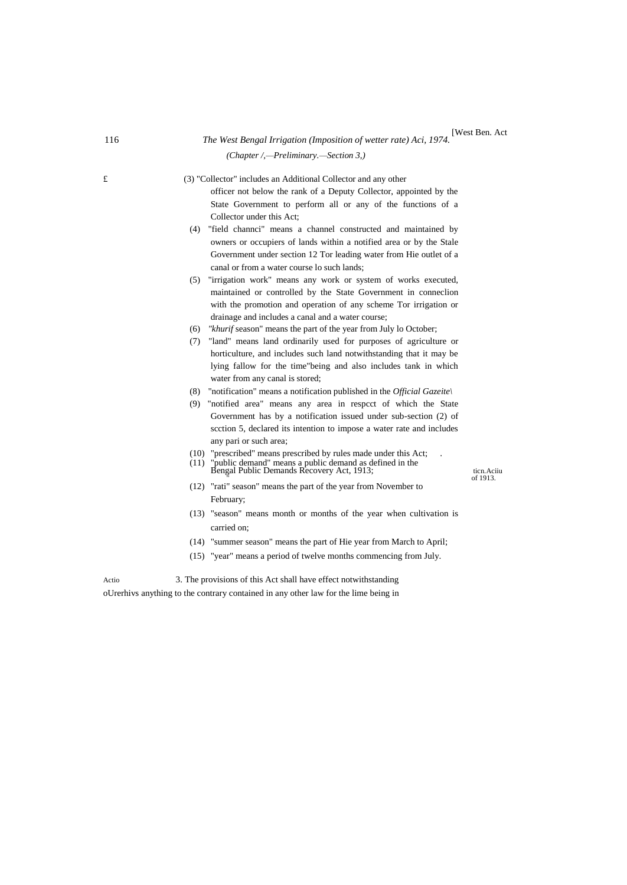(Chapter /,—Preliminary.—Section 3,)

(3) "Collector" includes an Additional Collector and any other officer not below the rank of a Deputy Collector, appointed by the State Government to perform all or any of the functions of a Collector under this Act;

(4) "field channci" means a channel constructed and maintained by owners or occupiers of lands within a notified area or by the Stale Government under section 12 Tor leading water from Hie outlet of a canal or from a water course lo such lands;

(5) "irrigation work" means any work or system of works executed, maintained or controlled by the State Government in conneclion with the promotion and operation of any scheme Tor irrigation or drainage and includes a canal and a water course;

(6) *"khurif* season" means the part of the year from July lo October;

(7) "land" means land ordinarily used for purposes of agriculture or horticulture, and includes such land notwithstanding that it may be lying fallow for the time"being and also includes tank in which water from any canal is stored;

(8) "notification" means a notification published in the *Official Gazeite\*

(9) "notified area" means any area in respcct of which the State Government has by a notification issued under sub-section (2) of scction 5, declared its intention to impose a water rate and includes any pari or such area;

(10) "prescribed" means prescribed by rules made under this Act;

(11) "public demand" means a public demand as defined in the Bengal Public Demands Recovery Act, 1913;

ticn.Aciiu of 1913.

(12) "rati" season" means the part of the year from November to February;

(13) "season" means month or months of the year when cultivation is carried on;

(14) "summer season" means the part of Hie year from March to April;

(15) "year" means a period of twelve months commencing from July.

Actio

3. The provisions of this Act shall have effect notwithstanding oUrerhivs anything to the contrary contained in any other law for the lime being in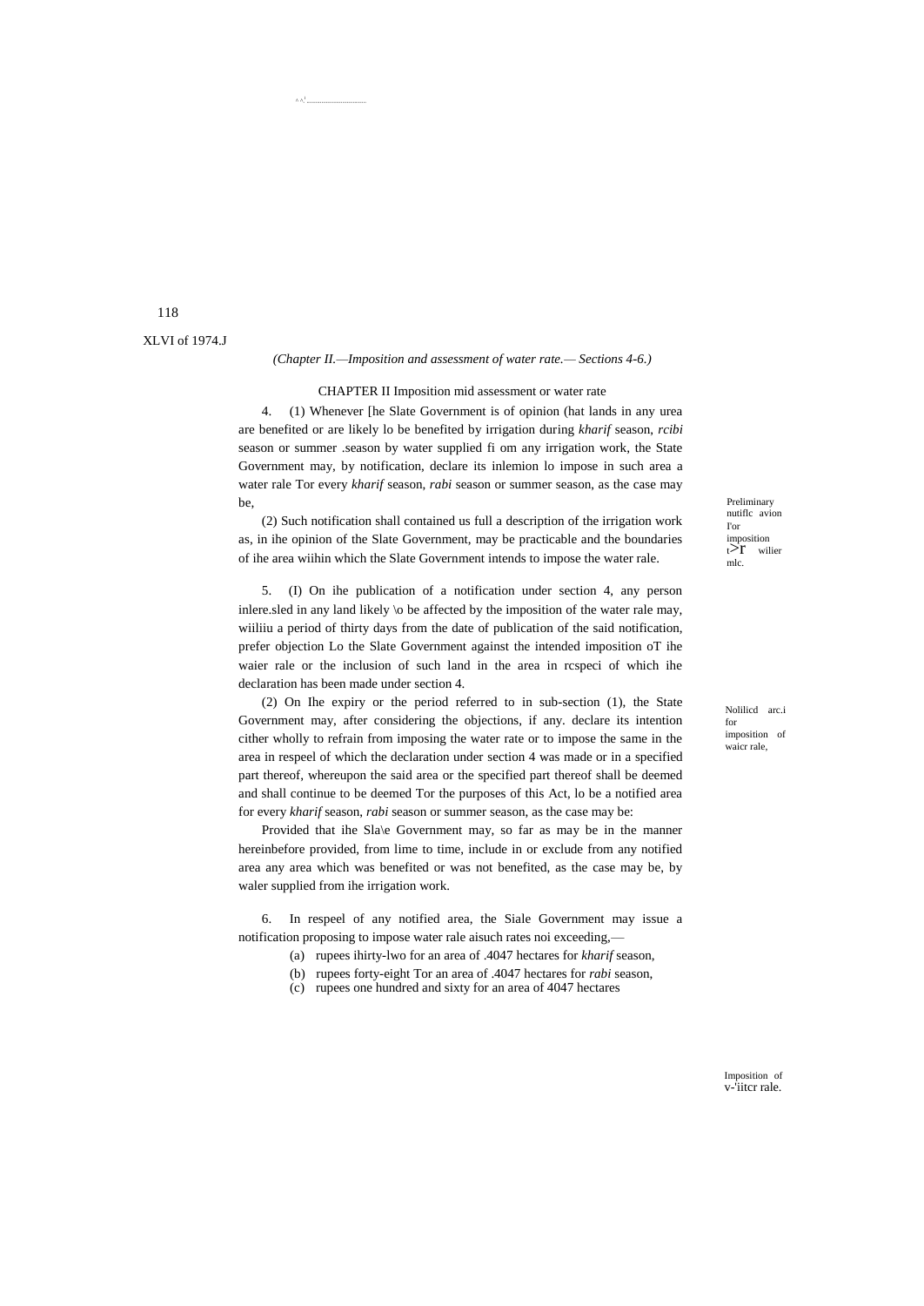*(Chapter II.—Imposition and assessment of water rate.— Sections 4-6.)*

## CHAPTER II Imposition mid assessment or water rate

Preliminary nutiflc avion I'or imposition t>r wilier mlc.

4. (1) Whenever [he Slate Government is of opinion (hat lands in any urea are benefited or are likely lo be benefited by irrigation during *kharif* season, *rcibi* season or summer .season by water supplied fi om any irrigation work, the State Government may, by notification, declare its inlemion lo impose in such area a water rale Tor every *kharif* season, *rabi* season or summer season, as the case may be,

(2) Such notification shall contained us full a description of the irrigation work as, in ihe opinion of the Slate Government, may be practicable and the boundaries of ihe area wiihin which the Slate Government intends to impose the water rale.

Nolilicd arc.i for imposition of waicr rale,

5. (I) On ihe publication of a notification under section 4, any person inlere.sled in any land likely \o be affected by the imposition of the water rale may, wiiliiu a period of thirty days from the date of publication of the said notification, prefer objection Lo the Slate Government against the intended imposition oT ihe waier rale or the inclusion of such land in the area in rcspeci of which ihe declaration has been made under section 4.

(2) On Ihe expiry or the period referred to in sub-section (1), the State Government may, after considering the objections, if any. declare its intention cither wholly to refrain from imposing the water rate or to impose the same in the area in respeel of which the declaration under section 4 was made or in a specified part thereof, whereupon the said area or the specified part thereof shall be deemed and shall continue to be deemed Tor the purposes of this Act, lo be a notified area for every *kharif* season, *rabi* season or summer season, as the case may be:

Provided that ihe Sla\e Government may, so far as may be in the manner hereinbefore provided, from lime to time, include in or exclude from any notified area any area which was benefited or was not benefited, as the case may be, by waler supplied from ihe irrigation work.

Imposition of v-'iitcr rale.

6. In respeel of any notified area, the Siale Government may issue a notification proposing to impose water rale aisuch rates noi exceeding,—

(a) rupees ihirty-lwo for an area of .4047 hectares for *kharif* season,

(b) rupees forty-eight Tor an area of .4047 hectares for *rabi* season,

(c) rupees one hundred and sixty for an area of 4047 hectares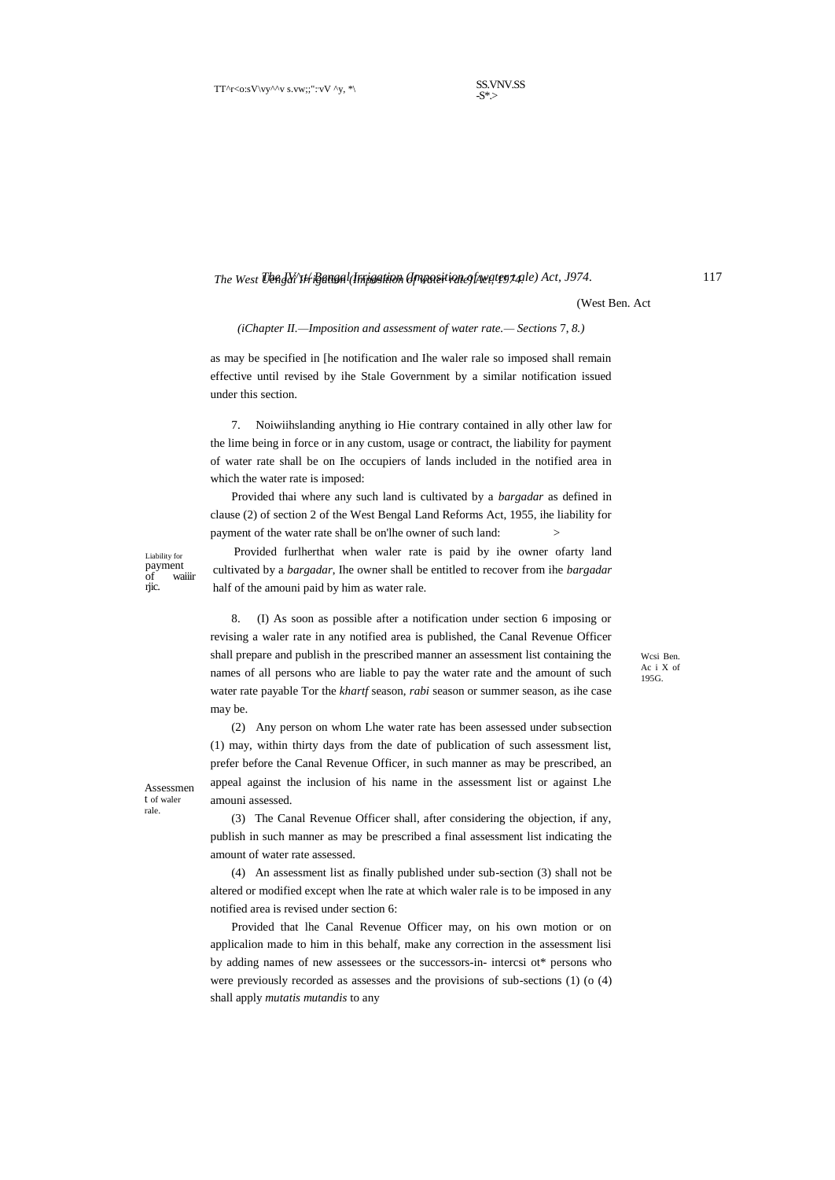(West Ben. Act

*(Chapter II.—Imposition and assessment of water rate.— Sections 7, 8.)*

as may be specified in [he notification and Ihe waler rale so imposed shall remain effective until revised by ihe Stale Government by a similar notification issued under this section.

Liability for payment of waiiir rjic.

7. Noiwiihslanding anything io Hie contrary contained in ally other law for the lime being in force or in any custom, usage or contract, the liability for payment of water rate shall be on Ihe occupiers of lands included in the notified area in which the water rate is imposed:

Provided thai where any such land is cultivated by a *bargadar* as defined in clause (2) of section 2 of the West Bengal Land Reforms Act, 1955, ihe liability for payment of the water rate shall be on'lhe owner of such land: >

Provided furlherthat when waler rate is paid by ihe owner ofarty land cultivated by a *bargadar*, Ihe owner shall be entitled to recover from ihe *bargadar* half of the amouni paid by him as water rale.

Wcsi Ben. Ac i X of 195G.

Assessment of waler rale.

8. (I) As soon as possible after a notification under section 6 imposing or revising a waler rate in any notified area is published, the Canal Revenue Officer shall prepare and publish in the prescribed manner an assessment list containing the names of all persons who are liable to pay the water rate and the amount of such water rate payable Tor the *khartf* season, *rabi* season or summer season, as ihe case may be.

(2) Any person on whom Lhe water rate has been assessed under subsection (1) may, within thirty days from the date of publication of such assessment list, prefer before the Canal Revenue Officer, in such manner as may be prescribed, an appeal against the inclusion of his name in the assessment list or against Lhe amouni assessed.

(3) The Canal Revenue Officer shall, after considering the objection, if any, publish in such manner as may be prescribed a final assessment list indicating the amount of water rate assessed.

(4) An assessment list as finally published under sub-section (3) shall not be altered or modified except when lhe rate at which waler rale is to be imposed in any notified area is revised under section 6:

Provided that lhe Canal Revenue Officer may, on his own motion or on applicalion made to him in this behalf, make any correction in the assessment lisi by adding names of new assessees or the successors-in- intercsi ot* persons who were previously recorded as assesses and the provisions of sub-sections (1) (o (4) shall apply *mutatis mutandis* to any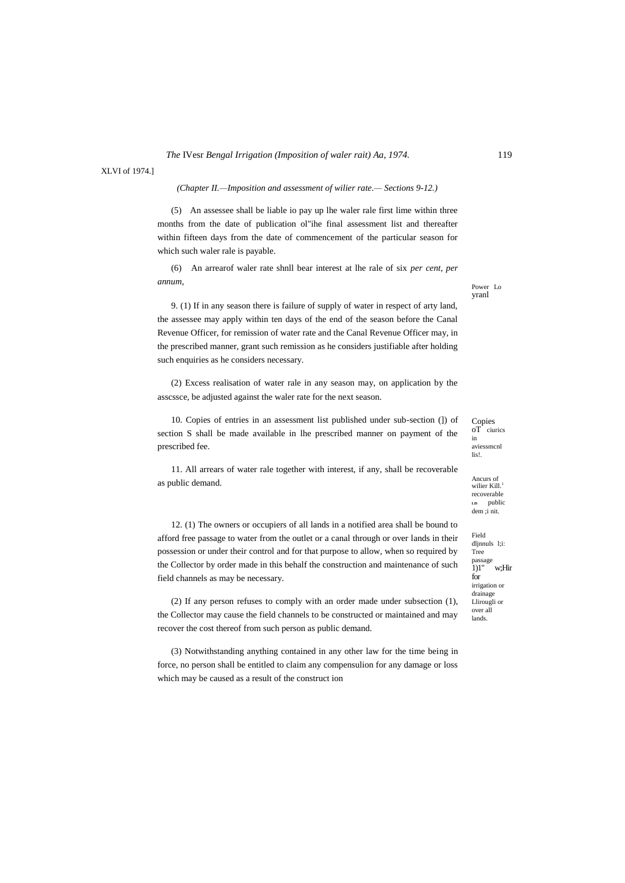XLVI of 1974.]

*(Chapter II.—Imposition and assessment of wilier rate.— Sections 9-12.)*

(5) An assessee shall be liable io pay up lhe waler rale first lime within three months from the date of publication ol"ihe final assessment list and thereafter within fifteen days from the date of commencement of the particular season for which such waler rale is payable.

(6) An arrearof waler rate shnll bear interest at lhe rale of six *per cent, per annum,*

Power Lo yranl

9. (1) If in any season there is failure of supply of water in respect of arty land, the assessee may apply within ten days of the end of the season before the Canal Revenue Officer, for remission of water rate and the Canal Revenue Officer may, in the prescribed manner, grant such remission as he considers justifiable after holding such enquiries as he considers necessary.

(2) Excess realisation of water rale in any season may, on application by the asscssce, be adjusted against the waler rate for the next season.

Copies oT ciurics in aviessmcnl lis!.

10. Copies of entries in an assessment list published under sub-section (]) of section S shall be made available in lhe prescribed manner on payment of the prescribed fee.

Ancurs of wilier Kill.[1] recoverable LIS public dem ;i nit.

11. All arrears of water rale together with interest, if any, shall be recoverable as public demand.

Field dljnnuls l;i: Tree passage 1)1" w;Hir for irrigation or drainage Llirougli or over all lands.

12. (1) The owners or occupiers of all lands in a notified area shall be bound to afford free passage to water from the outlet or a canal through or over lands in their possession or under their control and for that purpose to allow, when so required by the Collector by order made in this behalf the construction and maintenance of such field channels as may be necessary.

(2) If any person refuses to comply with an order made under subsection (1), the Collector may cause the field channels to be constructed or maintained and may recover the cost thereof from such person as public demand.

(3) Notwithstanding anything contained in any other law for the time being in force, no person shall be entitled to claim any compensulion for any damage or loss which may be caused as a result of the construct ion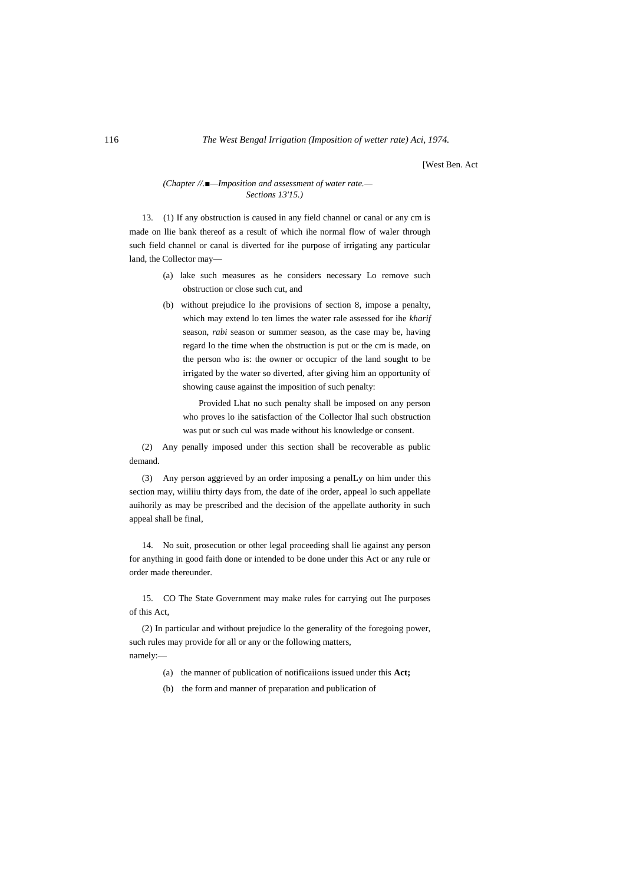[West Ben. Act

*(Chapter //.■—Imposition and assessment of water rate.— Sections 13'15.)*

13. (1) If any obstruction is caused in any field channel or canal or any cm is made on llie bank thereof as a result of which ihe normal flow of waler through such field channel or canal is diverted for ihe purpose of irrigating any particular land, the Collector may—

(a) lake such measures as he considers necessary Lo remove such obstruction or close such cut, and

(b) without prejudice lo ihe provisions of section 8, impose a penalty, which may extend lo ten limes the water rale assessed for ihe *kharif* season, *rabi* season or summer season, as the case may be, having regard lo the time when the obstruction is put or the cm is made, on the person who is: the owner or occupicr of the land sought to be irrigated by the water so diverted, after giving him an opportunity of showing cause against the imposition of such penalty:

Provided Lhat no such penalty shall be imposed on any person who proves lo ihe satisfaction of the Collector lhal such obstruction was put or such cul was made without his knowledge or consent.

(2) Any penally imposed under this section shall be recoverable as public demand.

(3) Any person aggrieved by an order imposing a penalLy on him under this section may, wiiliiu thirty days from, the date of ihe order, appeal lo such appellate auihorily as may be prescribed and the decision of the appellate authority in such appeal shall be final,

14. No suit, prosecution or other legal proceeding shall lie against any person for anything in good faith done or intended to be done under this Act or any rule or order made thereunder.

15. CO The State Government may make rules for carrying out Ihe purposes of this Act,

(2) In particular and without prejudice lo the generality of the foregoing power, such rules may provide for all or any or the following matters, namely:—

(a) the manner of publication of notificaiions issued under this **Act;**

(b) the form and manner of preparation and publication of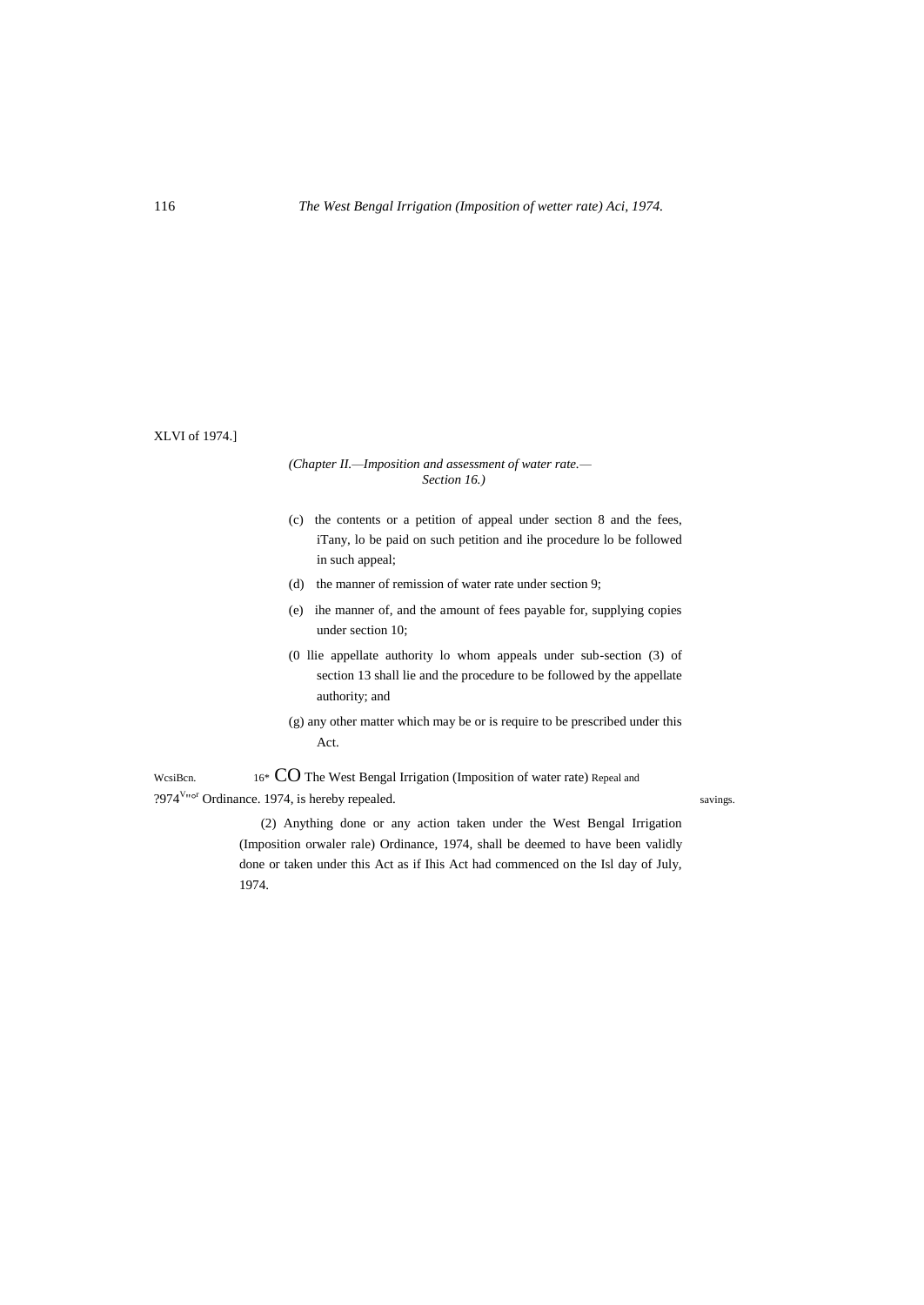XLVI of 1974.]

*(Chapter II.—Imposition and assessment of water rate.—Section 16.)*

(c) the contents or a petition of appeal under section 8 and the fees, iTany, lo be paid on such petition and ihe procedure lo be followed in such appeal;

(d) the manner of remission of water rate under section 9;

(e) ihe manner of, and the amount of fees payable for, supplying copies under section 10;

(0 llie appellate authority lo whom appeals under sub-section (3) of section 13 shall lie and the procedure to be followed by the appellate authority; and

(g) any other matter which may be or is require to be prescribed under this Act.

WcsiBcn. ?974 Ord. of — Repeal and savings.

16* CO The West Bengal Irrigation (Imposition of water rate) Ordinance. 1974, is hereby repealed.

(2) Anything done or any action taken under the West Bengal Irrigation (Imposition orwaler rale) Ordinance, 1974, shall be deemed to have been validly done or taken under this Act as if Ihis Act had commenced on the Isl day of July, 1974.